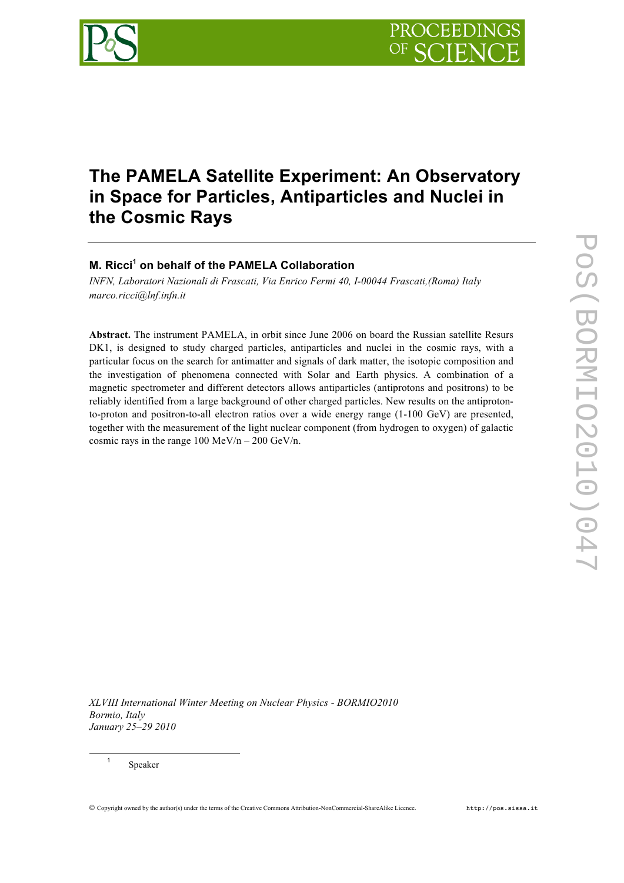# The PAMELA Satellite Experiment: An Observatory in Space for Particles, Antiparticles and Nuclei in the Cosmic Rays

**M. Ricci[1] on behalf of the PAMELA Collaboration**

*INFN, Laboratori Nazionali di Frascati, Via Enrico Fermi 40, I-00044 Frascati,(Roma) Italy*
*marco.ricci@lnf.infn.it*

**Abstract.** The instrument PAMELA, in orbit since June 2006 on board the Russian satellite Resurs DK1, is designed to study charged particles, antiparticles and nuclei in the cosmic rays, with a particular focus on the search for antimatter and signals of dark matter, the isotopic composition and the investigation of phenomena connected with Solar and Earth physics. A combination of a magnetic spectrometer and different detectors allows antiparticles (antiprotons and positrons) to be reliably identified from a large background of other charged particles. New results on the antiproton-to-proton and positron-to-all electron ratios over a wide energy range (1-100 GeV) are presented, together with the measurement of the light nuclear component (from hydrogen to oxygen) of galactic cosmic rays in the range 100 MeV/n – 200 GeV/n.

*XLVIII International Winter Meeting on Nuclear Physics - BORMIO2010*
*Bormio, Italy*
*January 25–29 2010*

[1] Speaker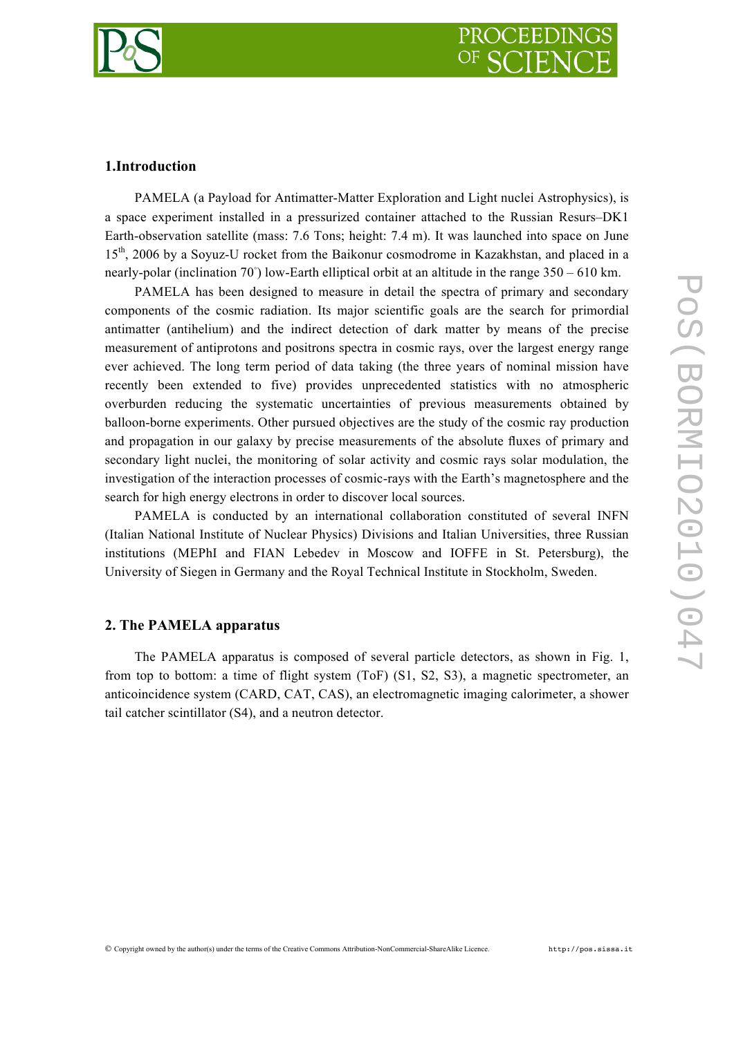## 1.Introduction

PAMELA (a Payload for Antimatter-Matter Exploration and Light nuclei Astrophysics), is a space experiment installed in a pressurized container attached to the Russian Resurs–DK1 Earth-observation satellite (mass: 7.6 Tons; height: 7.4 m). It was launched into space on June 15th, 2006 by a Soyuz-U rocket from the Baikonur cosmodrome in Kazakhstan, and placed in a nearly-polar (inclination 70°) low-Earth elliptical orbit at an altitude in the range 350 – 610 km.

PAMELA has been designed to measure in detail the spectra of primary and secondary components of the cosmic radiation. Its major scientific goals are the search for primordial antimatter (antihelium) and the indirect detection of dark matter by means of the precise measurement of antiprotons and positrons spectra in cosmic rays, over the largest energy range ever achieved. The long term period of data taking (the three years of nominal mission have recently been extended to five) provides unprecedented statistics with no atmospheric overburden reducing the systematic uncertainties of previous measurements obtained by balloon-borne experiments. Other pursued objectives are the study of the cosmic ray production and propagation in our galaxy by precise measurements of the absolute fluxes of primary and secondary light nuclei, the monitoring of solar activity and cosmic rays solar modulation, the investigation of the interaction processes of cosmic-rays with the Earth's magnetosphere and the search for high energy electrons in order to discover local sources.

PAMELA is conducted by an international collaboration constituted of several INFN (Italian National Institute of Nuclear Physics) Divisions and Italian Universities, three Russian institutions (MEPhI and FIAN Lebedev in Moscow and IOFFE in St. Petersburg), the University of Siegen in Germany and the Royal Technical Institute in Stockholm, Sweden.

## 2. The PAMELA apparatus

The PAMELA apparatus is composed of several particle detectors, as shown in Fig. 1, from top to bottom: a time of flight system (ToF) (S1, S2, S3), a magnetic spectrometer, an anticoincidence system (CARD, CAT, CAS), an electromagnetic imaging calorimeter, a shower tail catcher scintillator (S4), and a neutron detector.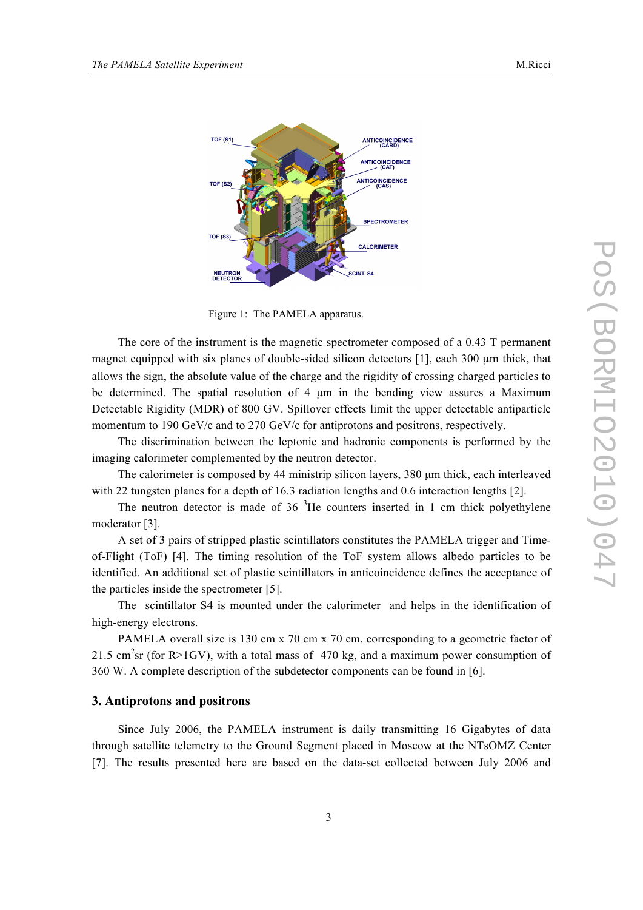Figure 1: The PAMELA apparatus.

The core of the instrument is the magnetic spectrometer composed of a 0.43 T permanent magnet equipped with six planes of double-sided silicon detectors [1], each 300 μm thick, that allows the sign, the absolute value of the charge and the rigidity of crossing charged particles to be determined. The spatial resolution of 4 μm in the bending view assures a Maximum Detectable Rigidity (MDR) of 800 GV. Spillover effects limit the upper detectable antiparticle momentum to 190 GeV/c and to 270 GeV/c for antiprotons and positrons, respectively.

The discrimination between the leptonic and hadronic components is performed by the imaging calorimeter complemented by the neutron detector.

The calorimeter is composed by 44 ministrip silicon layers, 380 μm thick, each interleaved with 22 tungsten planes for a depth of 16.3 radiation lengths and 0.6 interaction lengths [2].

The neutron detector is made of 36 $^{3}$He counters inserted in 1 cm thick polyethylene moderator [3].

A set of 3 pairs of stripped plastic scintillators constitutes the PAMELA trigger and Time-of-Flight (ToF) [4]. The timing resolution of the ToF system allows albedo particles to be identified. An additional set of plastic scintillators in anticoincidence defines the acceptance of the particles inside the spectrometer [5].

The scintillator S4 is mounted under the calorimeter and helps in the identification of high-energy electrons.

PAMELA overall size is 130 cm x 70 cm x 70 cm, corresponding to a geometric factor of 21.5 cm$^{2}$sr (for R>1GV), with a total mass of 470 kg, and a maximum power consumption of 360 W. A complete description of the subdetector components can be found in [6].

### 3. Antiprotons and positrons

Since July 2006, the PAMELA instrument is daily transmitting 16 Gigabytes of data through satellite telemetry to the Ground Segment placed in Moscow at the NTsOMZ Center [7]. The results presented here are based on the data-set collected between July 2006 and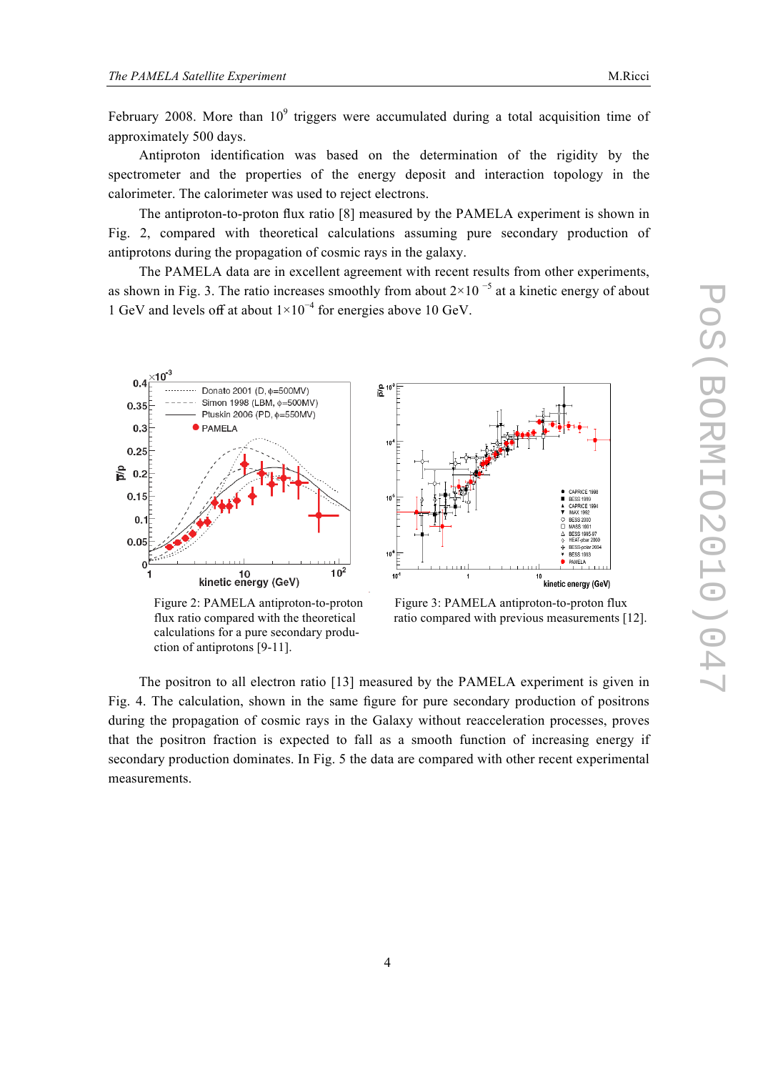February 2008. More than $10^9$ triggers were accumulated during a total acquisition time of approximately 500 days.

Antiproton identification was based on the determination of the rigidity by the spectrometer and the properties of the energy deposit and interaction topology in the calorimeter. The calorimeter was used to reject electrons.

The antiproton-to-proton flux ratio [8] measured by the PAMELA experiment is shown in Fig. 2, compared with theoretical calculations assuming pure secondary production of antiprotons during the propagation of cosmic rays in the galaxy.

The PAMELA data are in excellent agreement with recent results from other experiments, as shown in Fig. 3. The ratio increases smoothly from about $2\times10^{-5}$ at a kinetic energy of about 1 GeV and levels off at about $1\times10^{-4}$ for energies above 10 GeV.

Figure 2: PAMELA antiproton-to-proton flux ratio compared with the theoretical calculations for a pure secondary production of antiprotons [9-11].

Figure 3: PAMELA antiproton-to-proton flux ratio compared with previous measurements [12].

The positron to all electron ratio [13] measured by the PAMELA experiment is given in Fig. 4. The calculation, shown in the same figure for pure secondary production of positrons during the propagation of cosmic rays in the Galaxy without reacceleration processes, proves that the positron fraction is expected to fall as a smooth function of increasing energy if secondary production dominates. In Fig. 5 the data are compared with other recent experimental measurements.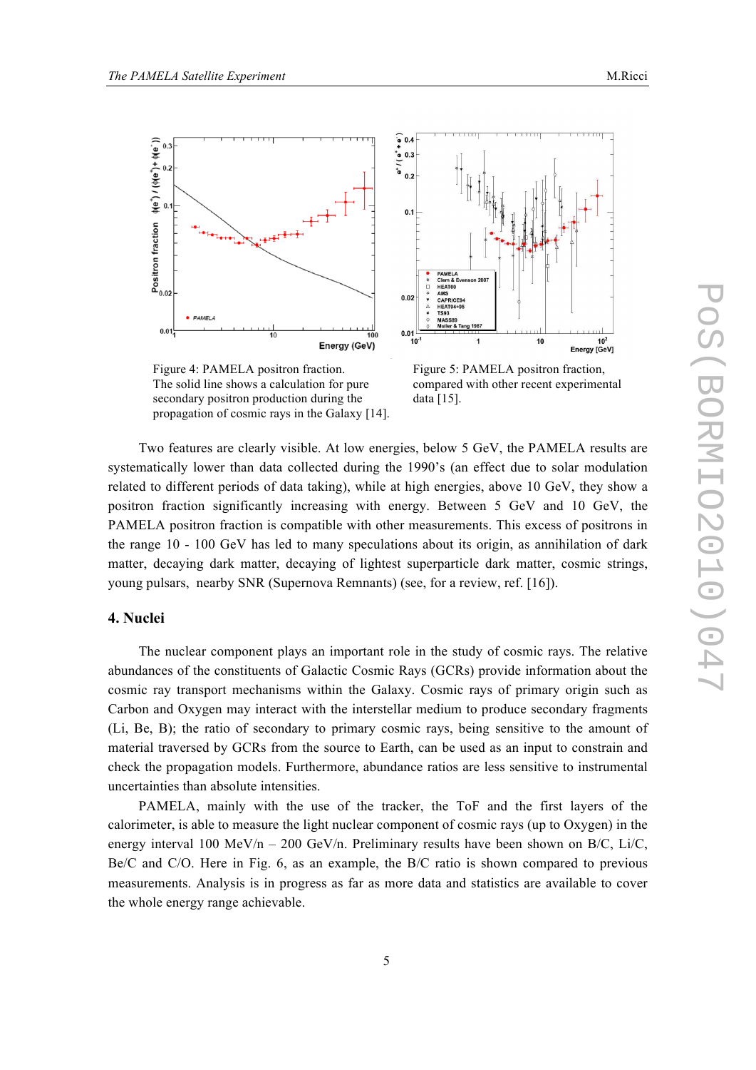Figure 4: PAMELA positron fraction. The solid line shows a calculation for pure secondary positron production during the propagation of cosmic rays in the Galaxy [14].

Figure 5: PAMELA positron fraction, compared with other recent experimental data [15].

Two features are clearly visible. At low energies, below 5 GeV, the PAMELA results are systematically lower than data collected during the 1990's (an effect due to solar modulation related to different periods of data taking), while at high energies, above 10 GeV, they show a positron fraction significantly increasing with energy. Between 5 GeV and 10 GeV, the PAMELA positron fraction is compatible with other measurements. This excess of positrons in the range 10 - 100 GeV has led to many speculations about its origin, as annihilation of dark matter, decaying dark matter, decaying of lightest superparticle dark matter, cosmic strings, young pulsars, nearby SNR (Supernova Remnants) (see, for a review, ref. [16]).

## 4. Nuclei

The nuclear component plays an important role in the study of cosmic rays. The relative abundances of the constituents of Galactic Cosmic Rays (GCRs) provide information about the cosmic ray transport mechanisms within the Galaxy. Cosmic rays of primary origin such as Carbon and Oxygen may interact with the interstellar medium to produce secondary fragments (Li, Be, B); the ratio of secondary to primary cosmic rays, being sensitive to the amount of material traversed by GCRs from the source to Earth, can be used as an input to constrain and check the propagation models. Furthermore, abundance ratios are less sensitive to instrumental uncertainties than absolute intensities.

PAMELA, mainly with the use of the tracker, the ToF and the first layers of the calorimeter, is able to measure the light nuclear component of cosmic rays (up to Oxygen) in the energy interval 100 MeV/n – 200 GeV/n. Preliminary results have been shown on B/C, Li/C, Be/C and C/O. Here in Fig. 6, as an example, the B/C ratio is shown compared to previous measurements. Analysis is in progress as far as more data and statistics are available to cover the whole energy range achievable.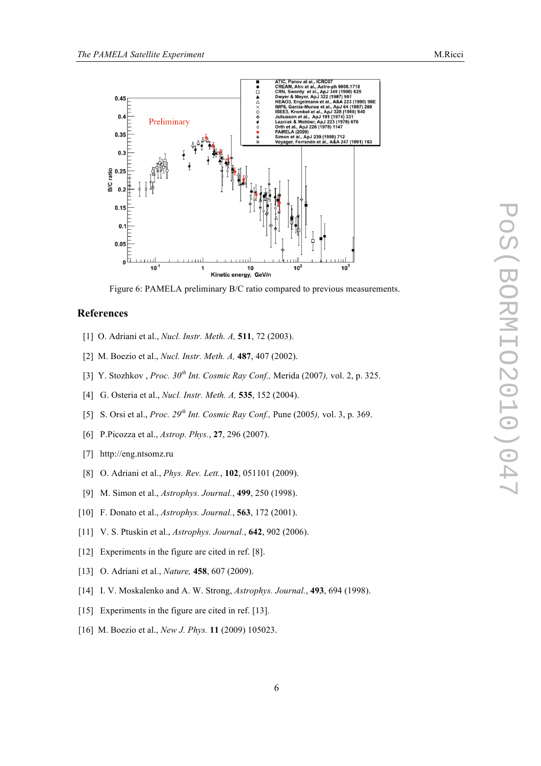ATIC, Panov at al., ICRC07
CREAM, Ahn et al., Astro-ph 0808.1718
CRN, Swordy et al., ApJ 349 (1990) 625
Dwyer & Meyer, ApJ 322 (1987) 981
HEAO3, Engelmann et al., A&A 223 (1990) 96E
IMP8, Garcia-Munoz et al., ApJ 64 (1987) 269
ISEE3, Krombel et al., ApJ 328 (1988) 940
Juliusson et al., ApJ 191 (1974) 331
Lezniak & Webber, ApJ 223 (1978) 676
Orth et al., ApJ 226 (1978) 1147
PAMELA (2009)
Simon et al., ApJ 239 (1980) 712
Voyager, Ferrando et al., A&A 247 (1991) 163

Preliminary

B/C ratio

0.45
0.4
0.35
0.3
0.25
0.2
0.15
0.1
0.05
0

$10^{-1}$
1
10
$10^{2}$
$10^{3}$

Kinetic energy, GeV/n

Figure 6: PAMELA preliminary B/C ratio compared to previous measurements.

## References

[1] O. Adriani et al., *Nucl. Instr. Meth. A,* **511**, 72 (2003).

[2] M. Boezio et al., *Nucl. Instr. Meth. A,* **487**, 407 (2002).

[3] Y. Stozhkov , *Proc. 30th Int. Cosmic Ray Conf.,* Merida (2007), vol. 2, p. 325.

[4] G. Osteria et al., *Nucl. Instr. Meth. A,* **535**, 152 (2004).

[5] S. Orsi et al., *Proc. 29th Int. Cosmic Ray Conf.,* Pune (2005), vol. 3, p. 369.

[6] P.Picozza et al., *Astrop. Phys.*, **27**, 296 (2007).

[7] http://eng.ntsomz.ru

[8] O. Adriani et al., *Phys. Rev. Lett.*, **102**, 051101 (2009).

[9] M. Simon et al., *Astrophys. Journal.*, **499**, 250 (1998).

[10] F. Donato et al., *Astrophys. Journal.*, **563**, 172 (2001).

[11] V. S. Ptuskin et al., *Astrophys. Journal.*, **642**, 902 (2006).

[12] Experiments in the figure are cited in ref. [8].

[13] O. Adriani et al., *Nature,* **458**, 607 (2009).

[14] I. V. Moskalenko and A. W. Strong, *Astrophys. Journal.*, **493**, 694 (1998).

[15] Experiments in the figure are cited in ref. [13].

[16] M. Boezio et al., *New J. Phys.* **11** (2009) 105023.